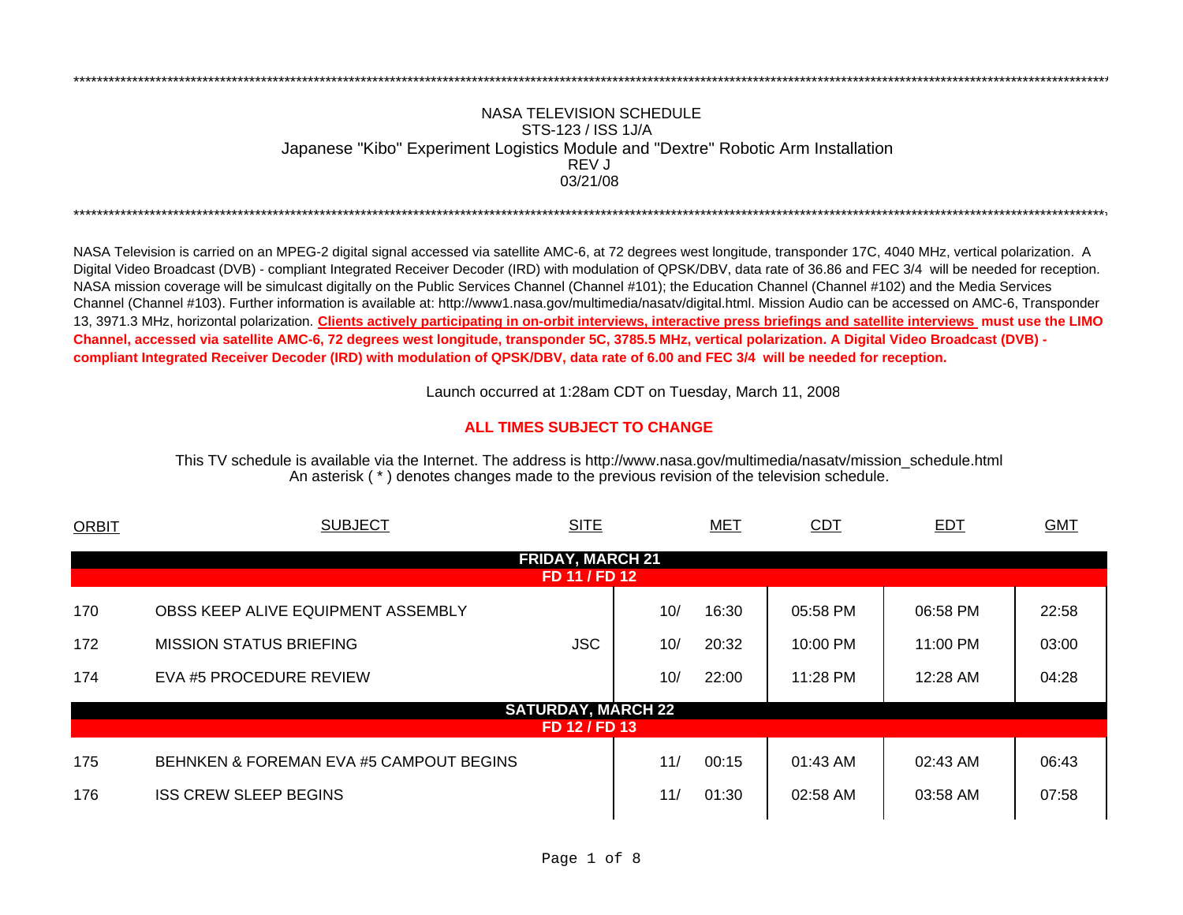NASA TELEVISION SCHEDULE

STS-123 / ISS 1J/A

Japanese "Kibo" Experiment Logistics Module and "Dextre" Robotic Arm Installation

REV J

03/21/08

NASA Television is carried on an MPEG-2 digital signal accessed via satellite AMC-6, at 72 degrees west longitude, transponder 17C, 4040 MHz, vertical polarization. A Digital Video Broadcast (DVB) - compliant Integrated Receiver Decoder (IRD) with modulation of QPSK/DBV, data rate of 36.86 and FEC 3/4 will be needed for reception. NASA mission coverage will be simulcast digitally on the Public Services Channel (Channel #101); the Education Channel (Channel #102) and the Media Services Channel (Channel #103). Further information is available at: http://www1.nasa.gov/multimedia/nasatv/digital.html. Mission Audio can be accessed on AMC-6, Transponder 13, 3971.3 MHz, horizontal polarization. **Clients actively participating in on-orbit interviews, interactive press briefings and satellite interviews must use the LIMO Channel, accessed via satellite AMC-6, 72 degrees west longitude, transponder 5C, 3785.5 MHz, vertical polarization. A Digital Video Broadcast (DVB) - compliant Integrated Receiver Decoder (IRD) with modulation of QPSK/DBV, data rate of 6.00 and FEC 3/4 will be needed for reception.**

Launch occurred at 1:28am CDT on Tuesday, March 11, 2008

**ALL TIMES SUBJECT TO CHANGE**

This TV schedule is available via the Internet. The address is http://www.nasa.gov/multimedia/nasatv/mission_schedule.html
An asterisk ( * ) denotes changes made to the previous revision of the television schedule.

| ORBIT | SUBJECT | SITE | MET | | CDT | EDT | GMT |
|---|---|---|---|---|---|---|---|
| | **FRIDAY, MARCH 21** | | | | | | |
| | **FD 11 / FD 12** | | | | | | |
| 170 | OBSS KEEP ALIVE EQUIPMENT ASSEMBLY | | 10/ | 16:30 | 05:58 PM | 06:58 PM | 22:58 |
| 172 | MISSION STATUS BRIEFING | JSC | 10/ | 20:32 | 10:00 PM | 11:00 PM | 03:00 |
| 174 | EVA #5 PROCEDURE REVIEW | | 10/ | 22:00 | 11:28 PM | 12:28 AM | 04:28 |
| | **SATURDAY, MARCH 22** | | | | | | |
| | **FD 12 / FD 13** | | | | | | |
| 175 | BEHNKEN & FOREMAN EVA #5 CAMPOUT BEGINS | | 11/ | 00:15 | 01:43 AM | 02:43 AM | 06:43 |
| 176 | ISS CREW SLEEP BEGINS | | 11/ | 01:30 | 02:58 AM | 03:58 AM | 07:58 |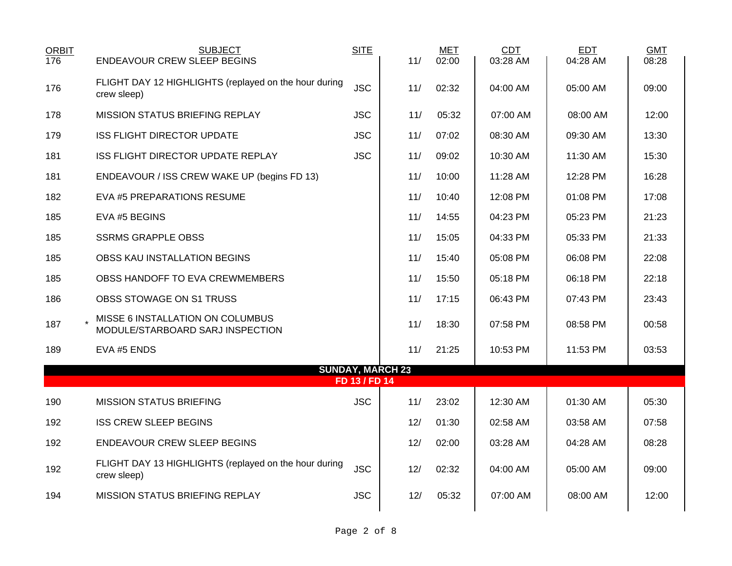| ORBIT | | SUBJECT | SITE | MET | | CDT | EDT | GMT |
|---|---|---|---|---|---|---|---|---|
| 176 | | ENDEAVOUR CREW SLEEP BEGINS | | 11/ | 02:00 | 03:28 AM | 04:28 AM | 08:28 |
| 176 | | FLIGHT DAY 12 HIGHLIGHTS (replayed on the hour during crew sleep) | JSC | 11/ | 02:32 | 04:00 AM | 05:00 AM | 09:00 |
| 178 | | MISSION STATUS BRIEFING REPLAY | JSC | 11/ | 05:32 | 07:00 AM | 08:00 AM | 12:00 |
| 179 | | ISS FLIGHT DIRECTOR UPDATE | JSC | 11/ | 07:02 | 08:30 AM | 09:30 AM | 13:30 |
| 181 | | ISS FLIGHT DIRECTOR UPDATE REPLAY | JSC | 11/ | 09:02 | 10:30 AM | 11:30 AM | 15:30 |
| 181 | | ENDEAVOUR / ISS CREW WAKE UP (begins FD 13) | | 11/ | 10:00 | 11:28 AM | 12:28 PM | 16:28 |
| 182 | | EVA #5 PREPARATIONS RESUME | | 11/ | 10:40 | 12:08 PM | 01:08 PM | 17:08 |
| 185 | | EVA #5 BEGINS | | 11/ | 14:55 | 04:23 PM | 05:23 PM | 21:23 |
| 185 | | SSRMS GRAPPLE OBSS | | 11/ | 15:05 | 04:33 PM | 05:33 PM | 21:33 |
| 185 | | OBSS KAU INSTALLATION BEGINS | | 11/ | 15:40 | 05:08 PM | 06:08 PM | 22:08 |
| 185 | | OBSS HANDOFF TO EVA CREWMEMBERS | | 11/ | 15:50 | 05:18 PM | 06:18 PM | 22:18 |
| 186 | | OBSS STOWAGE ON S1 TRUSS | | 11/ | 17:15 | 06:43 PM | 07:43 PM | 23:43 |
| 187 | * | MISSE 6 INSTALLATION ON COLUMBUS MODULE/STARBOARD SARJ INSPECTION | | 11/ | 18:30 | 07:58 PM | 08:58 PM | 00:58 |
| 189 | | EVA #5 ENDS | | 11/ | 21:25 | 10:53 PM | 11:53 PM | 03:53 |
| **SUNDAY, MARCH 23** | | | | | | | | |
| **FD 13 / FD 14** | | | | | | | | |
| 190 | | MISSION STATUS BRIEFING | JSC | 11/ | 23:02 | 12:30 AM | 01:30 AM | 05:30 |
| 192 | | ISS CREW SLEEP BEGINS | | 12/ | 01:30 | 02:58 AM | 03:58 AM | 07:58 |
| 192 | | ENDEAVOUR CREW SLEEP BEGINS | | 12/ | 02:00 | 03:28 AM | 04:28 AM | 08:28 |
| 192 | | FLIGHT DAY 13 HIGHLIGHTS (replayed on the hour during crew sleep) | JSC | 12/ | 02:32 | 04:00 AM | 05:00 AM | 09:00 |
| 194 | | MISSION STATUS BRIEFING REPLAY | JSC | 12/ | 05:32 | 07:00 AM | 08:00 AM | 12:00 |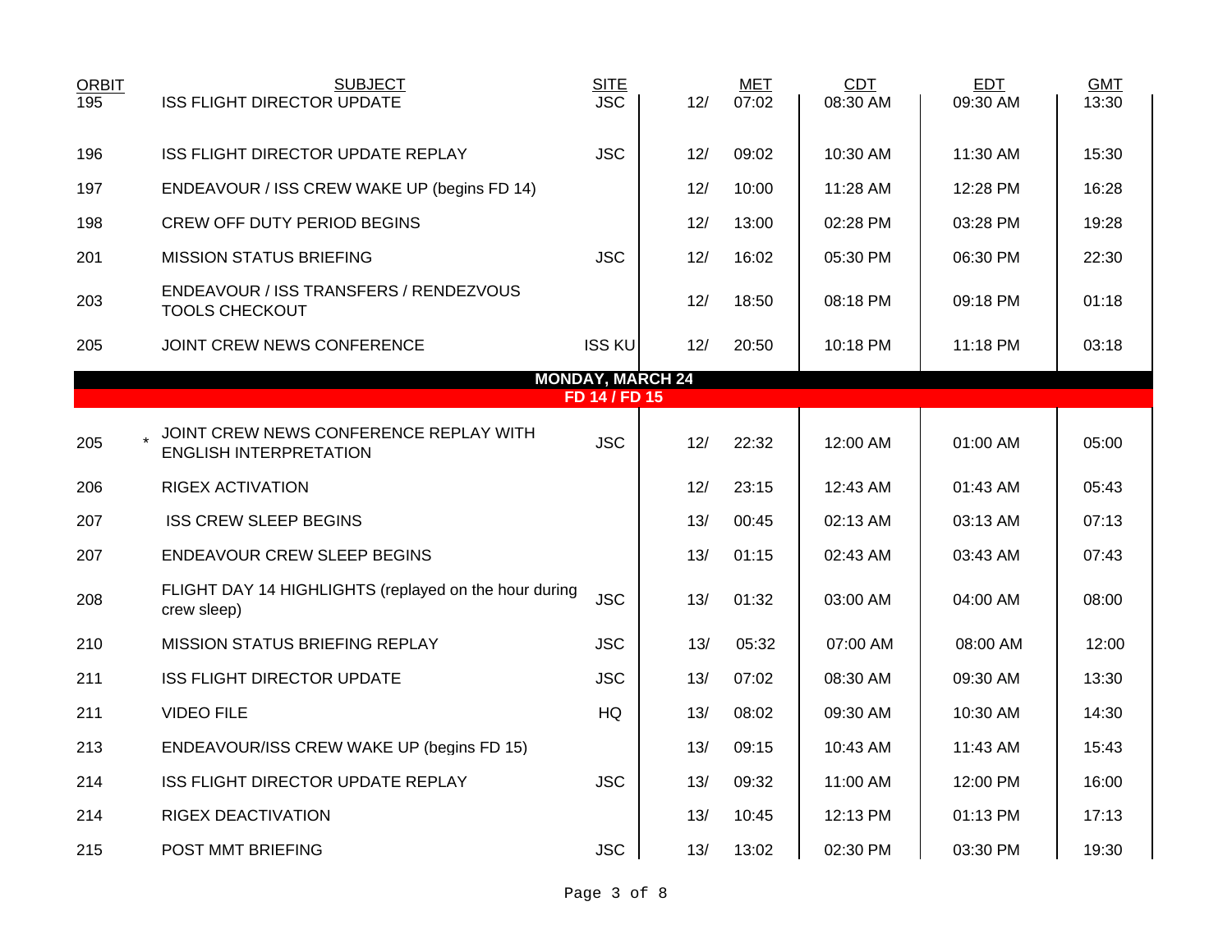| ORBIT | SUBJECT | SITE | MET | | CDT | EDT | GMT |
|---|---|---|---|---|---|---|---|
| 195 | ISS FLIGHT DIRECTOR UPDATE | JSC | 12/ | 07:02 | 08:30 AM | 09:30 AM | 13:30 |
| 196 | ISS FLIGHT DIRECTOR UPDATE REPLAY | JSC | 12/ | 09:02 | 10:30 AM | 11:30 AM | 15:30 |
| 197 | ENDEAVOUR / ISS CREW WAKE UP (begins FD 14) | | 12/ | 10:00 | 11:28 AM | 12:28 PM | 16:28 |
| 198 | CREW OFF DUTY PERIOD BEGINS | | 12/ | 13:00 | 02:28 PM | 03:28 PM | 19:28 |
| 201 | MISSION STATUS BRIEFING | JSC | 12/ | 16:02 | 05:30 PM | 06:30 PM | 22:30 |
| 203 | ENDEAVOUR / ISS TRANSFERS / RENDEZVOUS TOOLS CHECKOUT | | 12/ | 18:50 | 08:18 PM | 09:18 PM | 01:18 |
| 205 | JOINT CREW NEWS CONFERENCE | ISS KU | 12/ | 20:50 | 10:18 PM | 11:18 PM | 03:18 |
| | **MONDAY, MARCH 24** | | | | | | |
| | **FD 14 / FD 15** | | | | | | |
| 205 | * JOINT CREW NEWS CONFERENCE REPLAY WITH ENGLISH INTERPRETATION | JSC | 12/ | 22:32 | 12:00 AM | 01:00 AM | 05:00 |
| 206 | RIGEX ACTIVATION | | 12/ | 23:15 | 12:43 AM | 01:43 AM | 05:43 |
| 207 | ISS CREW SLEEP BEGINS | | 13/ | 00:45 | 02:13 AM | 03:13 AM | 07:13 |
| 207 | ENDEAVOUR CREW SLEEP BEGINS | | 13/ | 01:15 | 02:43 AM | 03:43 AM | 07:43 |
| 208 | FLIGHT DAY 14 HIGHLIGHTS (replayed on the hour during crew sleep) | JSC | 13/ | 01:32 | 03:00 AM | 04:00 AM | 08:00 |
| 210 | MISSION STATUS BRIEFING REPLAY | JSC | 13/ | 05:32 | 07:00 AM | 08:00 AM | 12:00 |
| 211 | ISS FLIGHT DIRECTOR UPDATE | JSC | 13/ | 07:02 | 08:30 AM | 09:30 AM | 13:30 |
| 211 | VIDEO FILE | HQ | 13/ | 08:02 | 09:30 AM | 10:30 AM | 14:30 |
| 213 | ENDEAVOUR/ISS CREW WAKE UP (begins FD 15) | | 13/ | 09:15 | 10:43 AM | 11:43 AM | 15:43 |
| 214 | ISS FLIGHT DIRECTOR UPDATE REPLAY | JSC | 13/ | 09:32 | 11:00 AM | 12:00 PM | 16:00 |
| 214 | RIGEX DEACTIVATION | | 13/ | 10:45 | 12:13 PM | 01:13 PM | 17:13 |
| 215 | POST MMT BRIEFING | JSC | 13/ | 13:02 | 02:30 PM | 03:30 PM | 19:30 |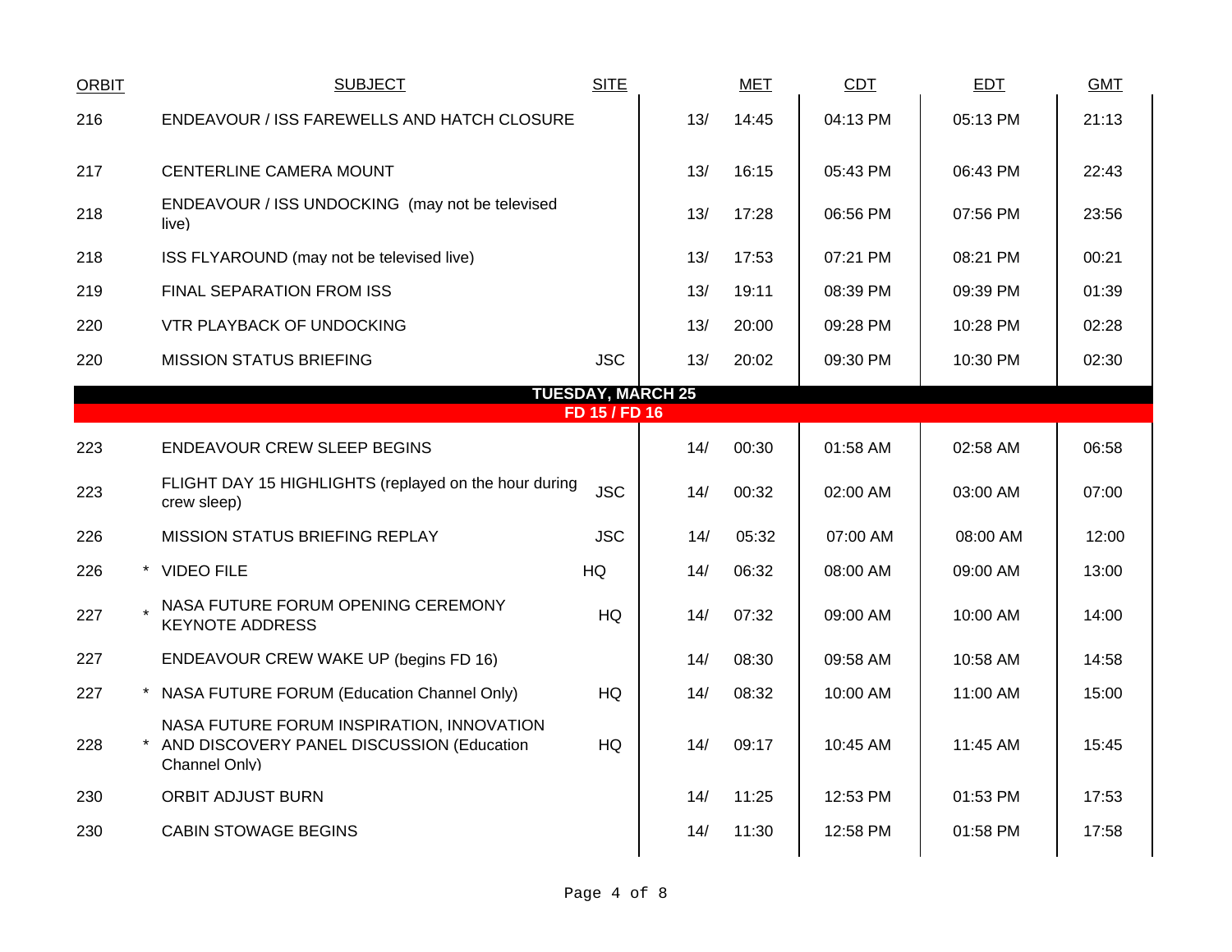| ORBIT | | SUBJECT | SITE | MET | | CDT | EDT | GMT |
|---|---|---|---|---|---|---|---|---|
| 216 | | ENDEAVOUR / ISS FAREWELLS AND HATCH CLOSURE | | 13/ | 14:45 | 04:13 PM | 05:13 PM | 21:13 |
| 217 | | CENTERLINE CAMERA MOUNT | | 13/ | 16:15 | 05:43 PM | 06:43 PM | 22:43 |
| 218 | | ENDEAVOUR / ISS UNDOCKING (may not be televised live) | | 13/ | 17:28 | 06:56 PM | 07:56 PM | 23:56 |
| 218 | | ISS FLYAROUND (may not be televised live) | | 13/ | 17:53 | 07:21 PM | 08:21 PM | 00:21 |
| 219 | | FINAL SEPARATION FROM ISS | | 13/ | 19:11 | 08:39 PM | 09:39 PM | 01:39 |
| 220 | | VTR PLAYBACK OF UNDOCKING | | 13/ | 20:00 | 09:28 PM | 10:28 PM | 02:28 |
| 220 | | MISSION STATUS BRIEFING | JSC | 13/ | 20:02 | 09:30 PM | 10:30 PM | 02:30 |
| | | **TUESDAY, MARCH 25** **FD 15 / FD 16** | | | | | | |
| 223 | | ENDEAVOUR CREW SLEEP BEGINS | | 14/ | 00:30 | 01:58 AM | 02:58 AM | 06:58 |
| 223 | | FLIGHT DAY 15 HIGHLIGHTS (replayed on the hour during crew sleep) | JSC | 14/ | 00:32 | 02:00 AM | 03:00 AM | 07:00 |
| 226 | | MISSION STATUS BRIEFING REPLAY | JSC | 14/ | 05:32 | 07:00 AM | 08:00 AM | 12:00 |
| 226 | * | VIDEO FILE | HQ | 14/ | 06:32 | 08:00 AM | 09:00 AM | 13:00 |
| 227 | * | NASA FUTURE FORUM OPENING CEREMONY KEYNOTE ADDRESS | HQ | 14/ | 07:32 | 09:00 AM | 10:00 AM | 14:00 |
| 227 | | ENDEAVOUR CREW WAKE UP (begins FD 16) | | 14/ | 08:30 | 09:58 AM | 10:58 AM | 14:58 |
| 227 | * | NASA FUTURE FORUM (Education Channel Only) | HQ | 14/ | 08:32 | 10:00 AM | 11:00 AM | 15:00 |
| 228 | * | NASA FUTURE FORUM INSPIRATION, INNOVATION AND DISCOVERY PANEL DISCUSSION (Education Channel Only) | HQ | 14/ | 09:17 | 10:45 AM | 11:45 AM | 15:45 |
| 230 | | ORBIT ADJUST BURN | | 14/ | 11:25 | 12:53 PM | 01:53 PM | 17:53 |
| 230 | | CABIN STOWAGE BEGINS | | 14/ | 11:30 | 12:58 PM | 01:58 PM | 17:58 |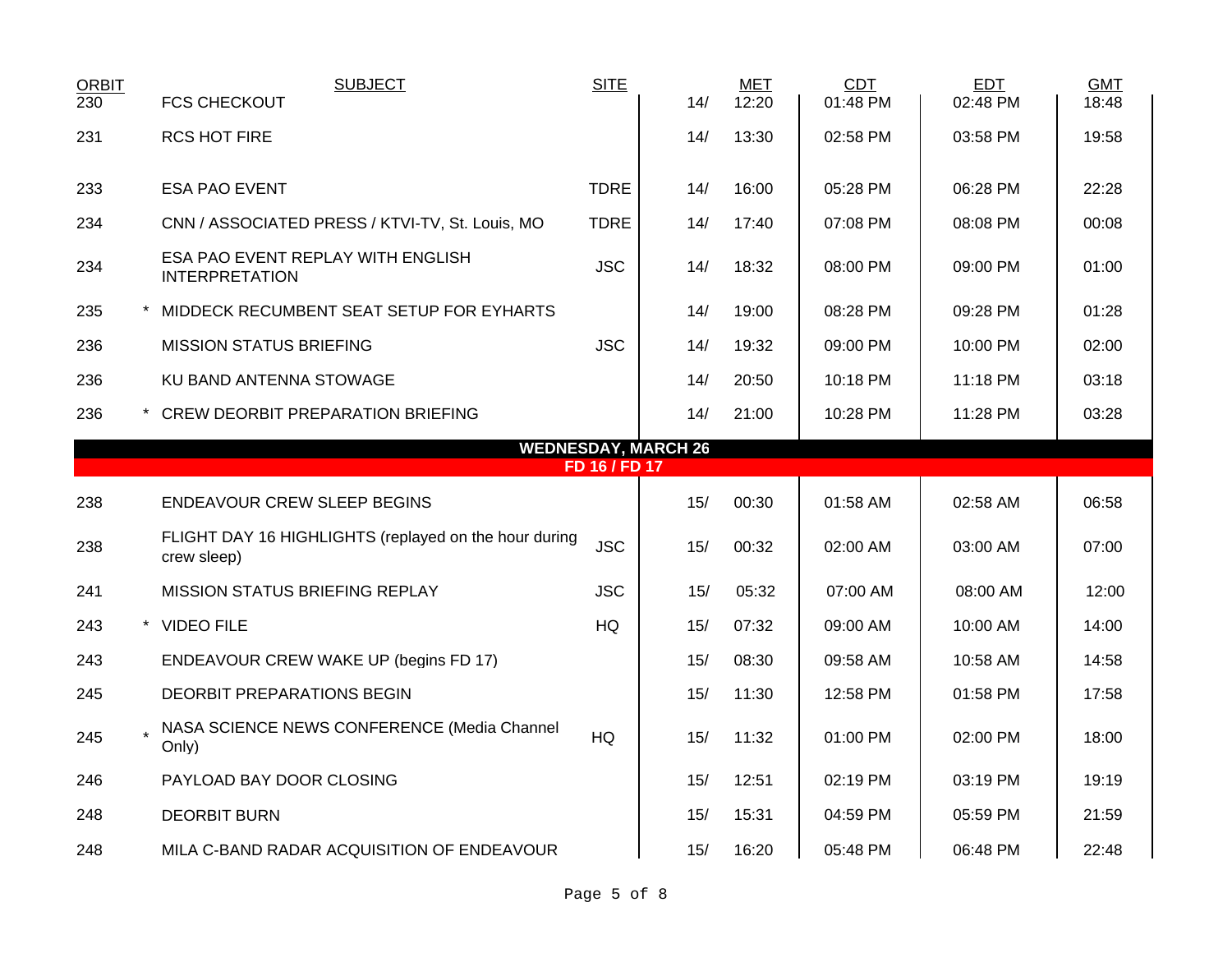| ORBIT | | SUBJECT | SITE | | MET | CDT | EDT | GMT |
|---|---|---|---|---|---|---|---|---|
| 230 | | FCS CHECKOUT | | 14/ | 12:20 | 01:48 PM | 02:48 PM | 18:48 |
| 231 | | RCS HOT FIRE | | 14/ | 13:30 | 02:58 PM | 03:58 PM | 19:58 |
| 233 | | ESA PAO EVENT | TDRE | 14/ | 16:00 | 05:28 PM | 06:28 PM | 22:28 |
| 234 | | CNN / ASSOCIATED PRESS / KTVI-TV, St. Louis, MO | TDRE | 14/ | 17:40 | 07:08 PM | 08:08 PM | 00:08 |
| 234 | | ESA PAO EVENT REPLAY WITH ENGLISH INTERPRETATION | JSC | 14/ | 18:32 | 08:00 PM | 09:00 PM | 01:00 |
| 235 | * | MIDDECK RECUMBENT SEAT SETUP FOR EYHARTS | | 14/ | 19:00 | 08:28 PM | 09:28 PM | 01:28 |
| 236 | | MISSION STATUS BRIEFING | JSC | 14/ | 19:32 | 09:00 PM | 10:00 PM | 02:00 |
| 236 | | KU BAND ANTENNA STOWAGE | | 14/ | 20:50 | 10:18 PM | 11:18 PM | 03:18 |
| 236 | * | CREW DEORBIT PREPARATION BRIEFING | | 14/ | 21:00 | 10:28 PM | 11:28 PM | 03:28 |
| | | **WEDNESDAY, MARCH 26** | | | | | | |
| | | **FD 16 / FD 17** | | | | | | |
| 238 | | ENDEAVOUR CREW SLEEP BEGINS | | 15/ | 00:30 | 01:58 AM | 02:58 AM | 06:58 |
| 238 | | FLIGHT DAY 16 HIGHLIGHTS (replayed on the hour during crew sleep) | JSC | 15/ | 00:32 | 02:00 AM | 03:00 AM | 07:00 |
| 241 | | MISSION STATUS BRIEFING REPLAY | JSC | 15/ | 05:32 | 07:00 AM | 08:00 AM | 12:00 |
| 243 | * | VIDEO FILE | HQ | 15/ | 07:32 | 09:00 AM | 10:00 AM | 14:00 |
| 243 | | ENDEAVOUR CREW WAKE UP (begins FD 17) | | 15/ | 08:30 | 09:58 AM | 10:58 AM | 14:58 |
| 245 | | DEORBIT PREPARATIONS BEGIN | | 15/ | 11:30 | 12:58 PM | 01:58 PM | 17:58 |
| 245 | * | NASA SCIENCE NEWS CONFERENCE (Media Channel Only) | HQ | 15/ | 11:32 | 01:00 PM | 02:00 PM | 18:00 |
| 246 | | PAYLOAD BAY DOOR CLOSING | | 15/ | 12:51 | 02:19 PM | 03:19 PM | 19:19 |
| 248 | | DEORBIT BURN | | 15/ | 15:31 | 04:59 PM | 05:59 PM | 21:59 |
| 248 | | MILA C-BAND RADAR ACQUISITION OF ENDEAVOUR | | 15/ | 16:20 | 05:48 PM | 06:48 PM | 22:48 |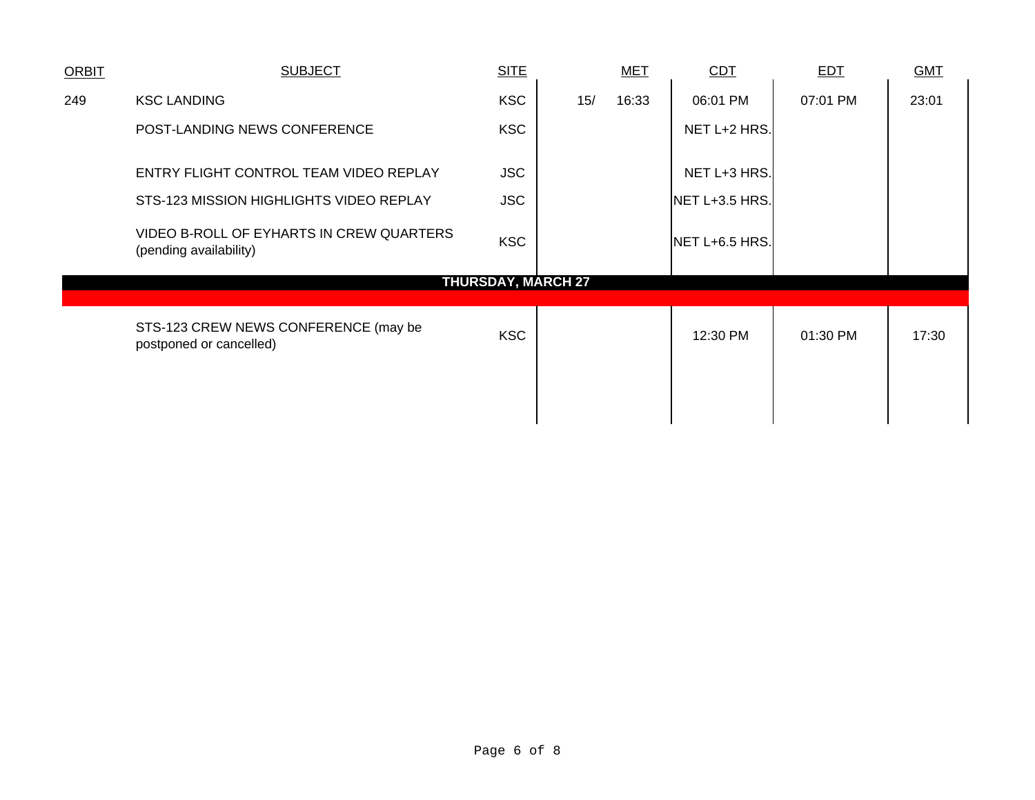| ORBIT | SUBJECT | SITE | | MET | CDT | EDT | GMT |
|---|---|---|---|---|---|---|---|
| 249 | KSC LANDING | KSC | 15/ | 16:33 | 06:01 PM | 07:01 PM | 23:01 |
| | POST-LANDING NEWS CONFERENCE | KSC | | | NET L+2 HRS. | | |
| | ENTRY FLIGHT CONTROL TEAM VIDEO REPLAY | JSC | | | NET L+3 HRS. | | |
| | STS-123 MISSION HIGHLIGHTS VIDEO REPLAY | JSC | | | NET L+3.5 HRS. | | |
| | VIDEO B-ROLL OF EYHARTS IN CREW QUARTERS (pending availability) | KSC | | | NET L+6.5 HRS. | | |
| | **THURSDAY, MARCH 27** | | | | | | |
| | STS-123 CREW NEWS CONFERENCE (may be postponed or cancelled) | KSC | | | 12:30 PM | 01:30 PM | 17:30 |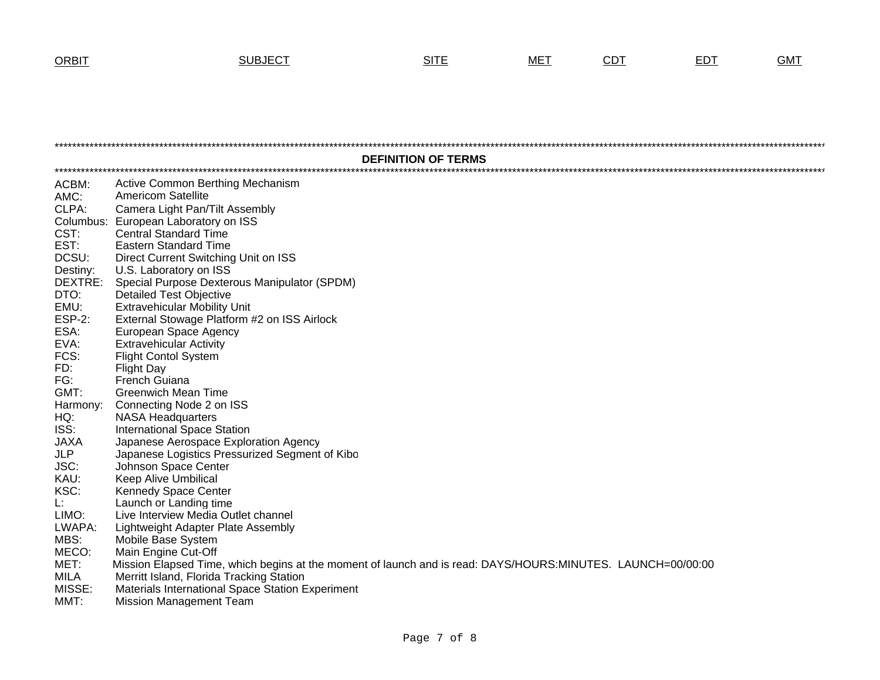| ORBIT | SUBJECT | SITE | MET | CDT | EDT | GMT |
|---|---|---|---|---|---|---|

*************************************************************************************************************************************************************************

**DEFINITION OF TERMS**

*************************************************************************************************************************************************************************

| | |
|---|---|
| ACBM: | Active Common Berthing Mechanism |
| AMC: | Americom Satellite |
| CLPA: | Camera Light Pan/Tilt Assembly |
| Columbus: | European Laboratory on ISS |
| CST: | Central Standard Time |
| EST: | Eastern Standard Time |
| DCSU: | Direct Current Switching Unit on ISS |
| Destiny: | U.S. Laboratory on ISS |
| DEXTRE: | Special Purpose Dexterous Manipulator (SPDM) |
| DTO: | Detailed Test Objective |
| EMU: | Extravehicular Mobility Unit |
| ESP-2: | External Stowage Platform #2 on ISS Airlock |
| ESA: | European Space Agency |
| EVA: | Extravehicular Activity |
| FCS: | Flight Contol System |
| FD: | Flight Day |
| FG: | French Guiana |
| GMT: | Greenwich Mean Time |
| Harmony: | Connecting Node 2 on ISS |
| HQ: | NASA Headquarters |
| ISS: | International Space Station |
| JAXA | Japanese Aerospace Exploration Agency |
| JLP | Japanese Logistics Pressurized Segment of Kibo |
| JSC: | Johnson Space Center |
| KAU: | Keep Alive Umbilical |
| KSC: | Kennedy Space Center |
| L: | Launch or Landing time |
| LIMO: | Live Interview Media Outlet channel |
| LWAPA: | Lightweight Adapter Plate Assembly |
| MBS: | Mobile Base System |
| MECO: | Main Engine Cut-Off |
| MET: | Mission Elapsed Time, which begins at the moment of launch and is read: DAYS/HOURS:MINUTES. LAUNCH=00/00:00 |
| MILA | Merritt Island, Florida Tracking Station |
| MISSE: | Materials International Space Station Experiment |
| MMT: | Mission Management Team |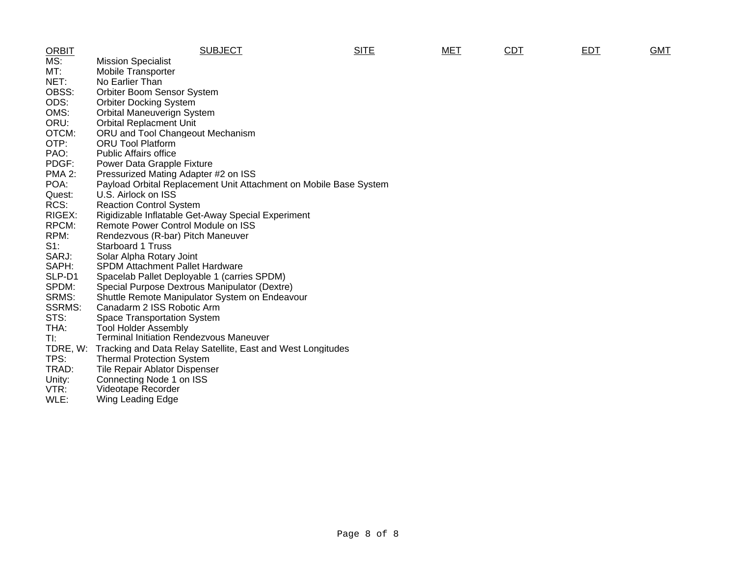| ORBIT | SUBJECT | SITE | MET | CDT | EDT | GMT |
|---|---|---|---|---|---|---|
| MS: | Mission Specialist | | | | | |
| MT: | Mobile Transporter | | | | | |
| NET: | No Earlier Than | | | | | |
| OBSS: | Orbiter Boom Sensor System | | | | | |
| ODS: | Orbiter Docking System | | | | | |
| OMS: | Orbital Maneuverign System | | | | | |
| ORU: | Orbital Replacment Unit | | | | | |
| OTCM: | ORU and Tool Changeout Mechanism | | | | | |
| OTP: | ORU Tool Platform | | | | | |
| PAO: | Public Affairs office | | | | | |
| PDGF: | Power Data Grapple Fixture | | | | | |
| PMA 2: | Pressurized Mating Adapter #2 on ISS | | | | | |
| POA: | Payload Orbital Replacement Unit Attachment on Mobile Base System | | | | | |
| Quest: | U.S. Airlock on ISS | | | | | |
| RCS: | Reaction Control System | | | | | |
| RIGEX: | Rigidizable Inflatable Get-Away Special Experiment | | | | | |
| RPCM: | Remote Power Control Module on ISS | | | | | |
| RPM: | Rendezvous (R-bar) Pitch Maneuver | | | | | |
| S1: | Starboard 1 Truss | | | | | |
| SARJ: | Solar Alpha Rotary Joint | | | | | |
| SAPH: | SPDM Attachment Pallet Hardware | | | | | |
| SLP-D1 | Spacelab Pallet Deployable 1 (carries SPDM) | | | | | |
| SPDM: | Special Purpose Dextrous Manipulator (Dextre) | | | | | |
| SRMS: | Shuttle Remote Manipulator System on Endeavour | | | | | |
| SSRMS: | Canadarm 2 ISS Robotic Arm | | | | | |
| STS: | Space Transportation System | | | | | |
| THA: | Tool Holder Assembly | | | | | |
| TI: | Terminal Initiation Rendezvous Maneuver | | | | | |
| TDRE, W: | Tracking and Data Relay Satellite, East and West Longitudes | | | | | |
| TPS: | Thermal Protection System | | | | | |
| TRAD: | Tile Repair Ablator Dispenser | | | | | |
| Unity: | Connecting Node 1 on ISS | | | | | |
| VTR: | Videotape Recorder | | | | | |
| WLE: | Wing Leading Edge | | | | | |